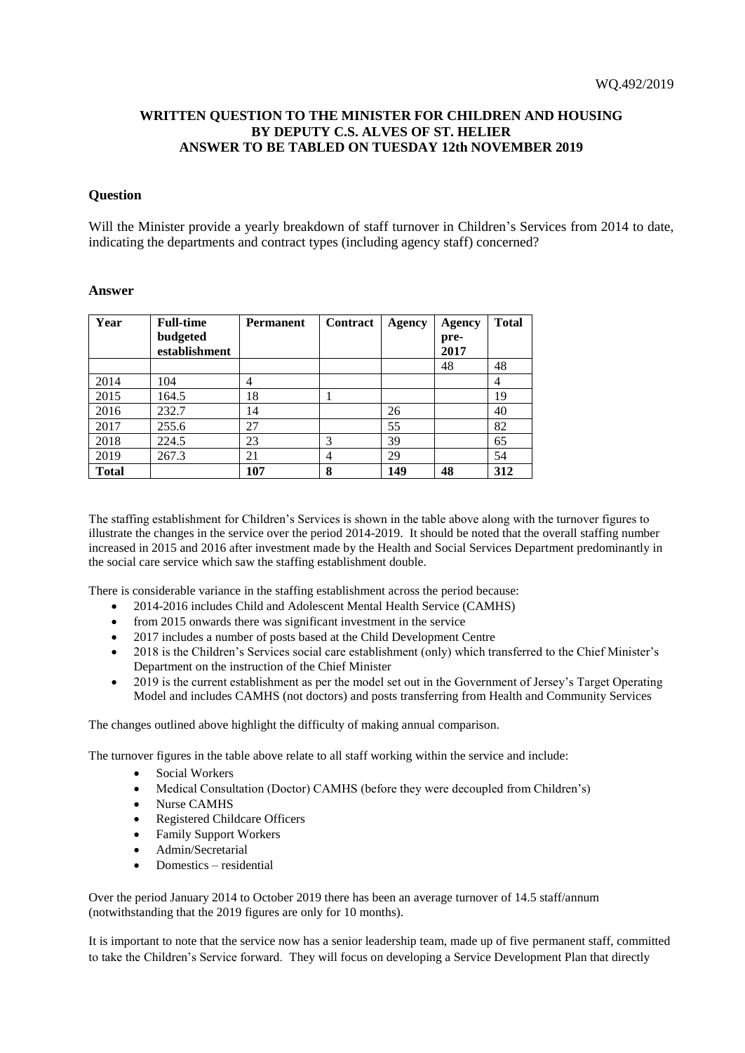WQ.492/2019

**WRITTEN QUESTION TO THE MINISTER FOR CHILDREN AND HOUSING BY DEPUTY C.S. ALVES OF ST. HELIER ANSWER TO BE TABLED ON TUESDAY 12th NOVEMBER 2019**

## Question

Will the Minister provide a yearly breakdown of staff turnover in Children's Services from 2014 to date, indicating the departments and contract types (including agency staff) concerned?

## Answer

| Year | Full-time budgeted establishment | Permanent | Contract | Agency | Agency pre-2017 | Total |
|---|---|---|---|---|---|---|
| | | | | | 48 | 48 |
| 2014 | 104 | 4 | | | | 4 |
| 2015 | 164.5 | 18 | 1 | | | 19 |
| 2016 | 232.7 | 14 | | 26 | | 40 |
| 2017 | 255.6 | 27 | | 55 | | 82 |
| 2018 | 224.5 | 23 | 3 | 39 | | 65 |
| 2019 | 267.3 | 21 | 4 | 29 | | 54 |
| **Total** | | **107** | **8** | **149** | **48** | **312** |

The staffing establishment for Children's Services is shown in the table above along with the turnover figures to illustrate the changes in the service over the period 2014-2019. It should be noted that the overall staffing number increased in 2015 and 2016 after investment made by the Health and Social Services Department predominantly in the social care service which saw the staffing establishment double.

There is considerable variance in the staffing establishment across the period because:

- 2014-2016 includes Child and Adolescent Mental Health Service (CAMHS)
- from 2015 onwards there was significant investment in the service
- 2017 includes a number of posts based at the Child Development Centre
- 2018 is the Children's Services social care establishment (only) which transferred to the Chief Minister's Department on the instruction of the Chief Minister
- 2019 is the current establishment as per the model set out in the Government of Jersey's Target Operating Model and includes CAMHS (not doctors) and posts transferring from Health and Community Services

The changes outlined above highlight the difficulty of making annual comparison.

The turnover figures in the table above relate to all staff working within the service and include:

- Social Workers
- Medical Consultation (Doctor) CAMHS (before they were decoupled from Children's)
- Nurse CAMHS
- Registered Childcare Officers
- Family Support Workers
- Admin/Secretarial
- Domestics – residential

Over the period January 2014 to October 2019 there has been an average turnover of 14.5 staff/annum (notwithstanding that the 2019 figures are only for 10 months).

It is important to note that the service now has a senior leadership team, made up of five permanent staff, committed to take the Children's Service forward. They will focus on developing a Service Development Plan that directly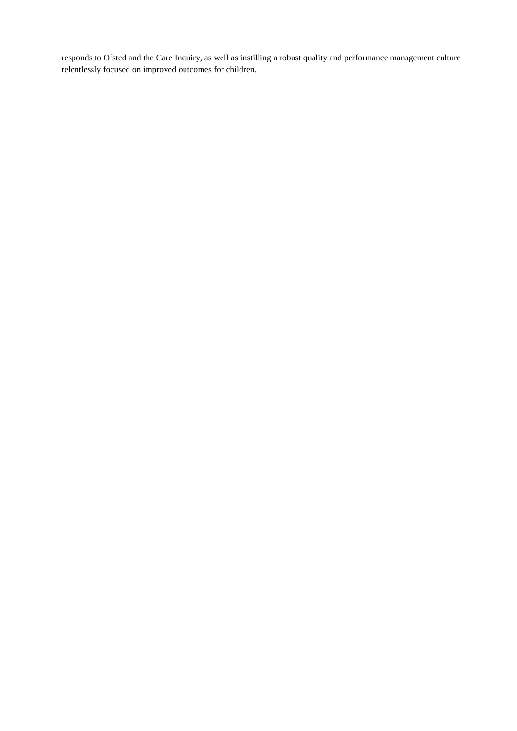responds to Ofsted and the Care Inquiry, as well as instilling a robust quality and performance management culture relentlessly focused on improved outcomes for children.